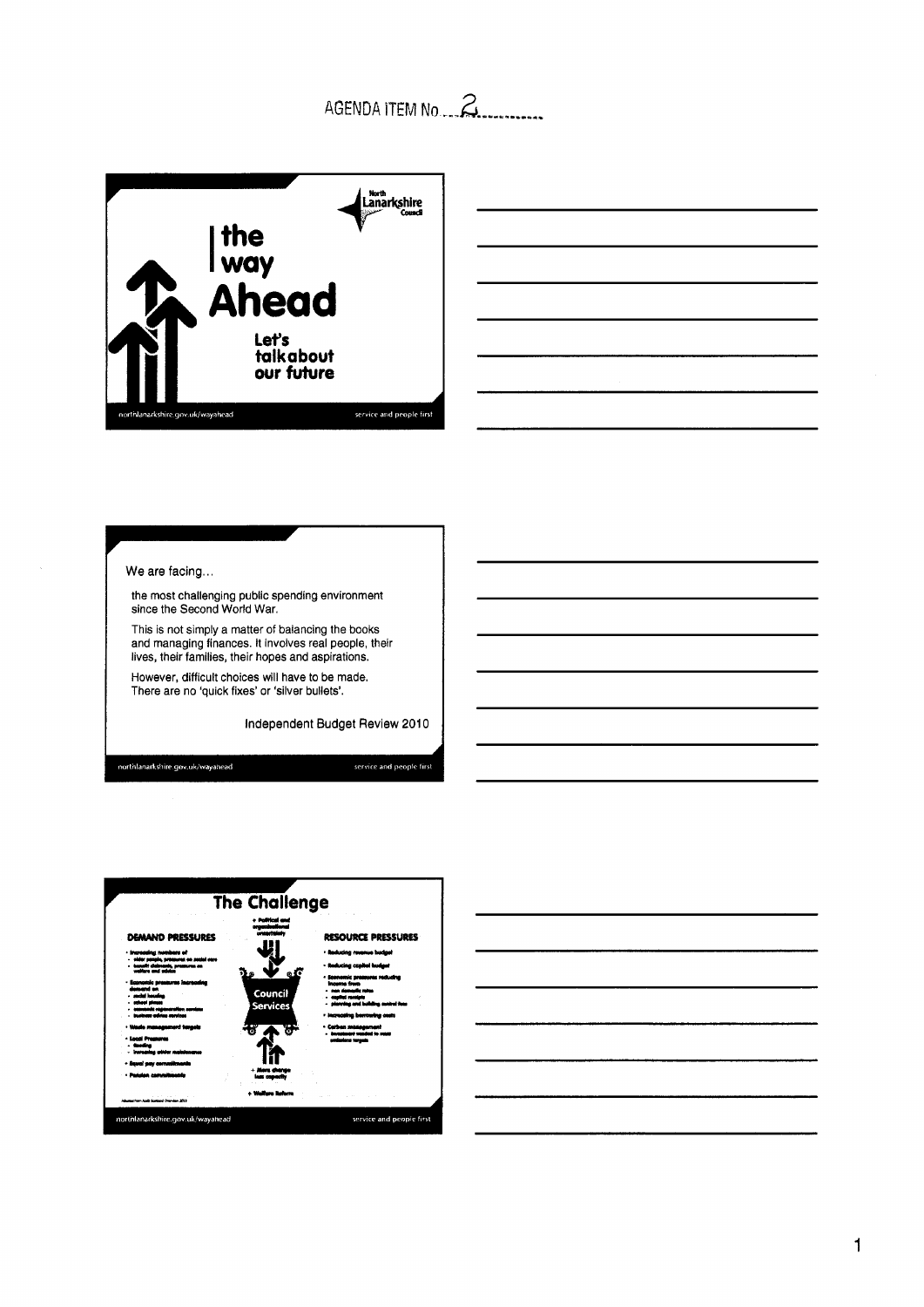AGENDA ITEM No. 2

North Lanarkshire Council

# the way Ahead

Let's talk about our future

northlanarkshire.gov.uk/wayahead

service and people first

---

We are facing...

the most challenging public spending environment since the Second World War.

This is not simply a matter of balancing the books and managing finances. It involves real people, their lives, their families, their hopes and aspirations.

However, difficult choices will have to be made. There are no 'quick fixes' or 'silver bullets'.

Independent Budget Review 2010

northlanarkshire.gov.uk/wayahead

service and people first

---

## The Challenge

+ Political and organisational uncertainty

**DEMAND PRESSURES**

- Increasing numbers of
  - older people, pressures on social care
  - benefit claimants, pressures on welfare and advice
- Economic pressures increasing demand on
  - social housing
  - school places
  - economic regeneration services
  - business advice services
- Waste management targets
- Local Pressures
  - flooding
  - increasing winter maintenance
- Equal pay commitments
- Pension commitments

Council Services

+ More change less capacity

+ Welfare Reform

**RESOURCE PRESSURES**

- Reducing revenue budget
- Reducing capital budget
- Economic pressures reducing income from
  - non domestic rates
  - capital receipts
  - planning and building control fees
- Increasing borrowing costs
- Carbon management
  - investment needed to meet emissions targets

Adapted from Audit Scotland Overview 2011

northlanarkshire.gov.uk/wayahead

service and people first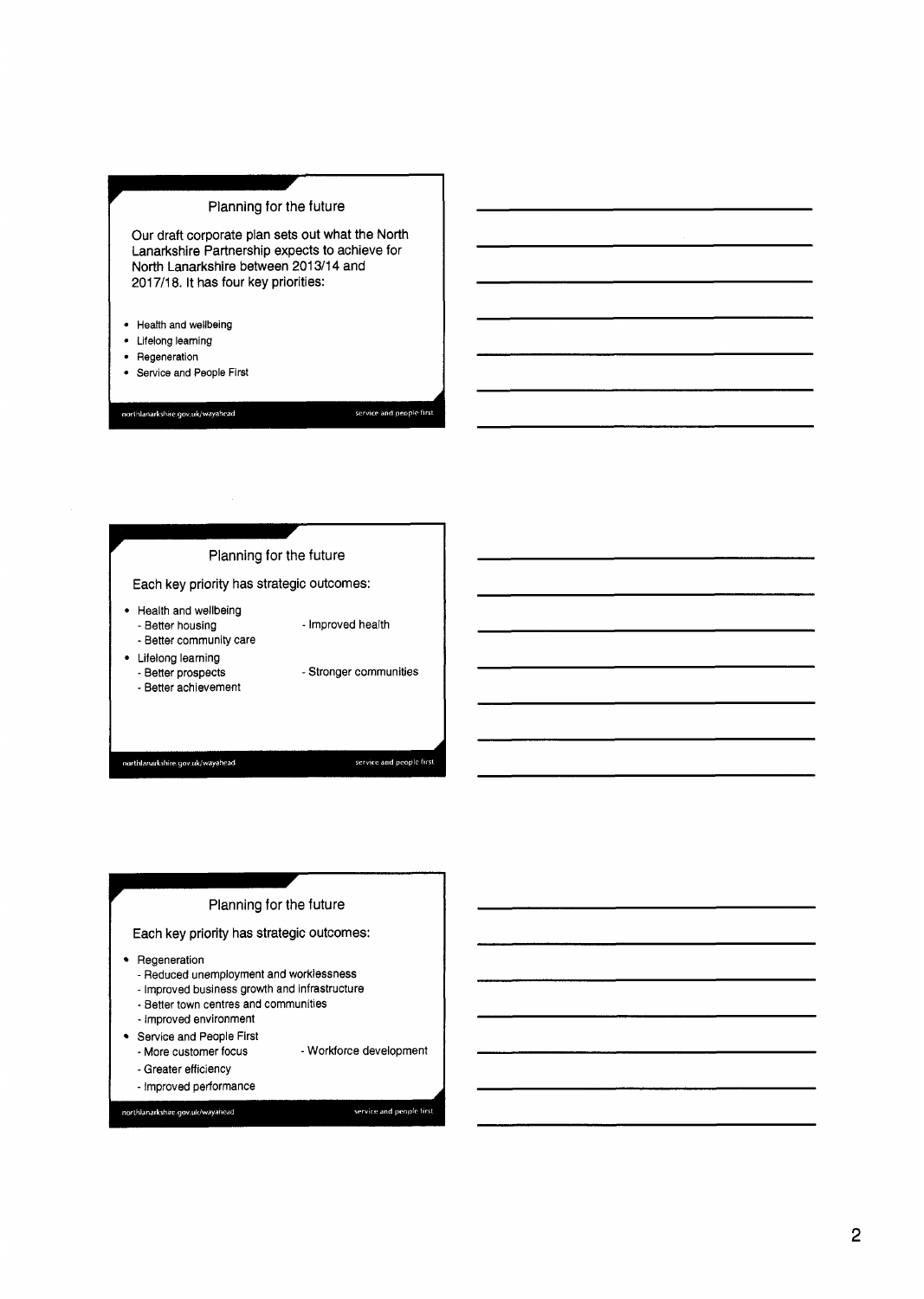## Planning for the future

Our draft corporate plan sets out what the North Lanarkshire Partnership expects to achieve for North Lanarkshire between 2013/14 and 2017/18. It has four key priorities:

- Health and wellbeing
- Lifelong learning
- Regeneration
- Service and People First

northlanarkshire.gov.uk/wayahead — service and people first

## Planning for the future

Each key priority has strategic outcomes:

- Health and wellbeing
  - Better housing
  - Improved health
  - Better community care
- Lifelong learning
  - Better prospects
  - Stronger communities
  - Better achievement

northlanarkshire.gov.uk/wayahead — service and people first

## Planning for the future

Each key priority has strategic outcomes:

- Regeneration
  - Reduced unemployment and worklessness
  - Improved business growth and infrastructure
  - Better town centres and communities
  - Improved environment
- Service and People First
  - More customer focus
  - Workforce development
  - Greater efficiency
  - Improved performance

northlanarkshire.gov.uk/wayahead — service and people first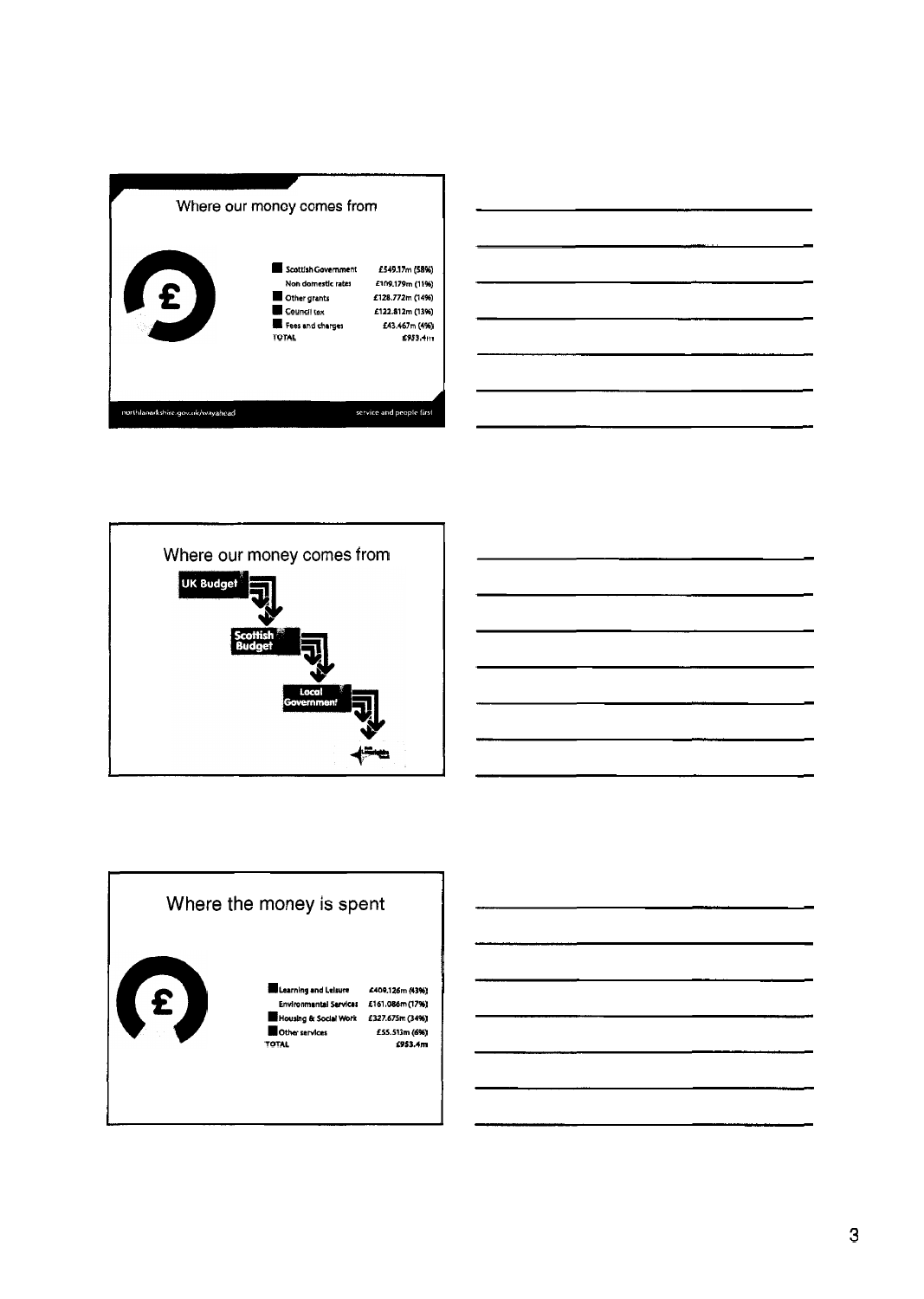## Where our money comes from

| Source | Amount |
| --- | --- |
| Scottish Government | £549.17m (58%) |
| Non domestic rates | £109.179m (11%) |
| Other grants | £128.772m (14%) |
| Council tax | £122.812m (13%) |
| Fees and charges | £43.467m (4%) |
| TOTAL | £953.4m |

northlanarkshire.gov.uk/wayahead

service and people first

## Where our money comes from

UK Budget

Scottish Budget

Local Government

## Where the money is spent

| Service | Amount |
| --- | --- |
| Learning and Leisure | £409.126m (43%) |
| Environmental Services | £161.086m (17%) |
| Housing & Social Work | £327.675m (34%) |
| Other services | £55.513m (6%) |
| TOTAL | £953.4m |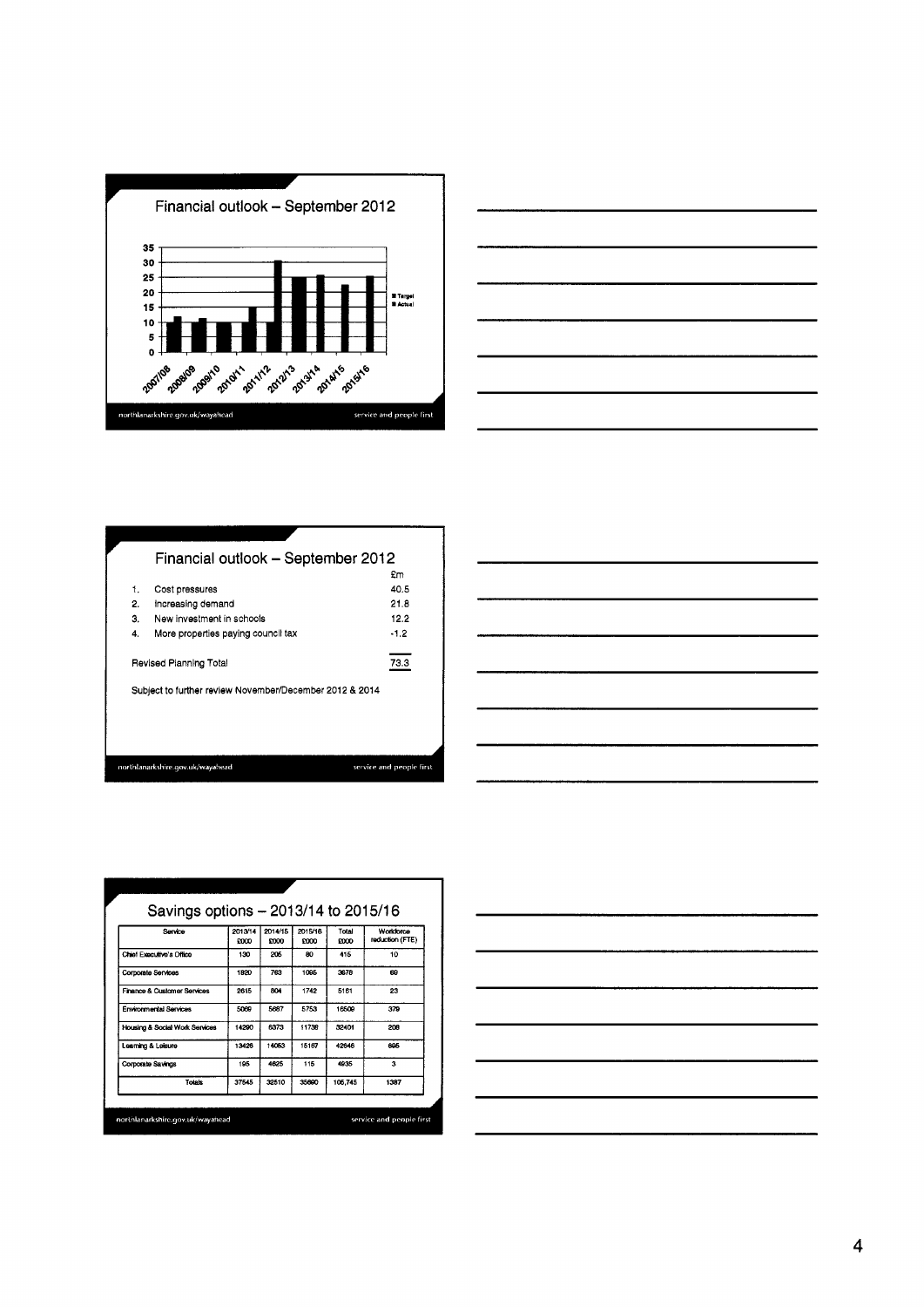## Financial outlook – September 2012

northlanarkshire.gov.uk/wayahead — service and people first

## Financial outlook – September 2012

| | | £m |
|---|---|---|
| 1. | Cost pressures | 40.5 |
| 2. | Increasing demand | 21.8 |
| 3. | New investment in schools | 12.2 |
| 4. | More properties paying council tax | -1.2 |
| | Revised Planning Total | 73.3 |

Subject to further review November/December 2012 & 2014

northlanarkshire.gov.uk/wayahead — service and people first

## Savings options – 2013/14 to 2015/16

| Service | 2013/14 £000 | 2014/15 £000 | 2015/16 £000 | Total £000 | Workforce reduction (FTE) |
|---|---|---|---|---|---|
| Chief Executive's Office | 130 | 205 | 80 | 415 | 10 |
| Corporate Services | 1820 | 763 | 1095 | 3678 | 69 |
| Finance & Customer Services | 2615 | 804 | 1742 | 5161 | 23 |
| Environmental Services | 5069 | 5687 | 5753 | 16509 | 379 |
| Housing & Social Work Services | 14290 | 6373 | 11738 | 32401 | 208 |
| Learning & Leisure | 13426 | 14053 | 15167 | 42646 | 695 |
| Corporate Savings | 195 | 4625 | 115 | 4935 | 3 |
| Totals | 37545 | 32510 | 35690 | 105,745 | 1387 |

northlanarkshire.gov.uk/wayahead — service and people first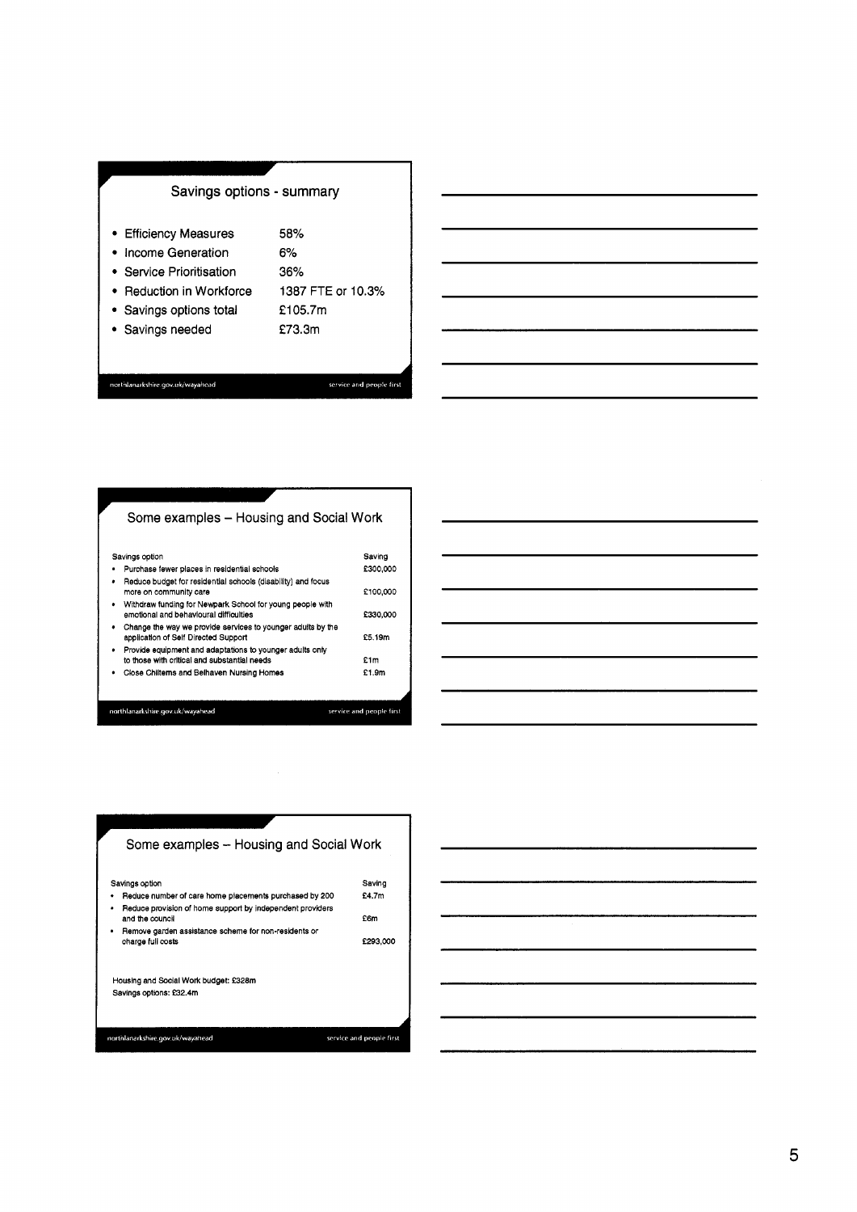## Savings options - summary

- Efficiency Measures 58%
- Income Generation 6%
- Service Prioritisation 36%
- Reduction in Workforce 1387 FTE or 10.3%
- Savings options total £105.7m
- Savings needed £73.3m

## Some examples – Housing and Social Work

| Savings option | Saving |
|---|---|
| • Purchase fewer places in residential schools | £300,000 |
| • Reduce budget for residential schools (disability) and focus more on community care | £100,000 |
| • Withdraw funding for Newpark School for young people with emotional and behavioural difficulties | £330,000 |
| • Change the way we provide services to younger adults by the application of Self Directed Support | £5.19m |
| • Provide equipment and adaptations to younger adults only to those with critical and substantial needs | £1m |
| • Close Chilterns and Belhaven Nursing Homes | £1.9m |

## Some examples – Housing and Social Work

| Savings option | Saving |
|---|---|
| • Reduce number of care home placements purchased by 200 | £4.7m |
| • Reduce provision of home support by independent providers and the council | £6m |
| • Remove garden assistance scheme for non-residents or charge full costs | £293,000 |

Housing and Social Work budget: £328m
Savings options: £32.4m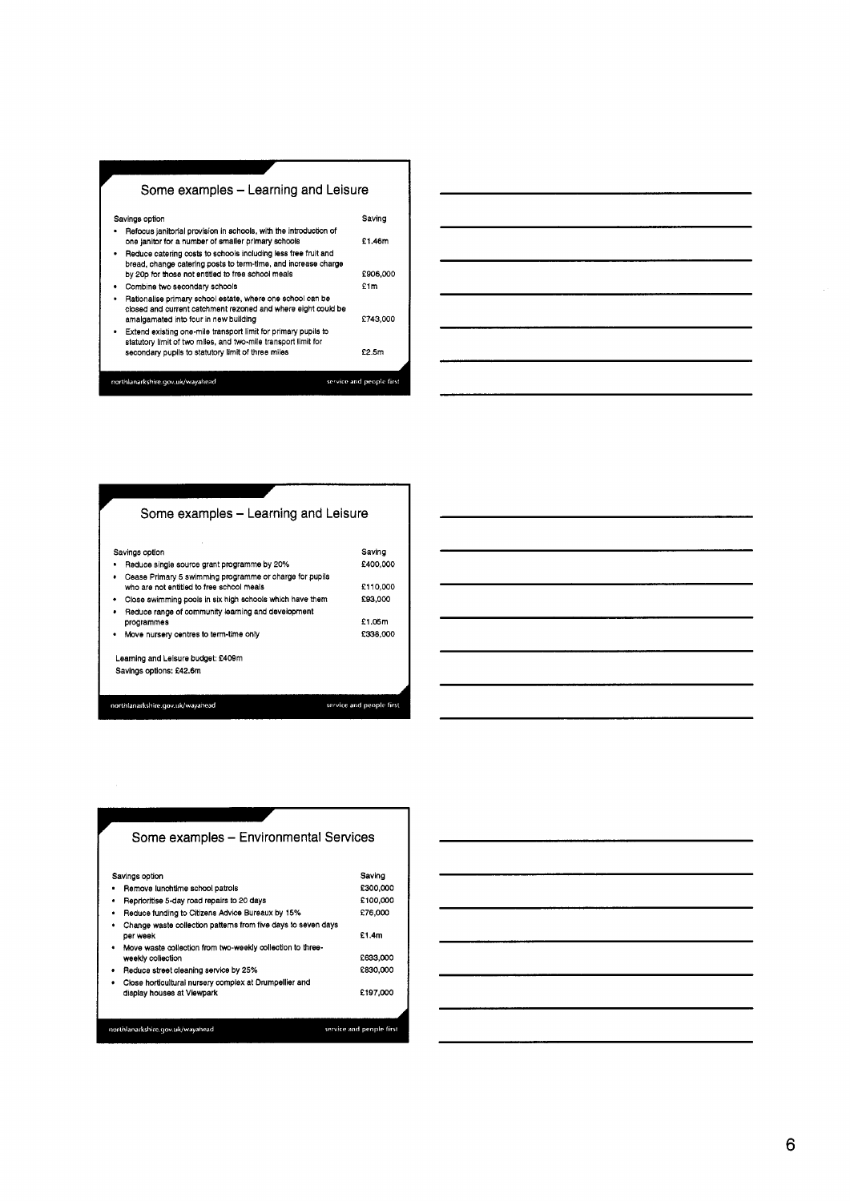## Some examples – Learning and Leisure

| Savings option | Saving |
|---|---|
| Refocus janitorial provision in schools, with the introduction of one janitor for a number of smaller primary schools | £1.46m |
| Reduce catering costs to schools including less free fruit and bread, change catering posts to term-time, and increase charge by 20p for those not entitled to free school meals | £906,000 |
| Combine two secondary schools | £1m |
| Rationalise primary school estate, where one school can be closed and current catchment rezoned and where eight could be amalgamated into four in new building | £743,000 |
| Extend existing one-mile transport limit for primary pupils to statutory limit of two miles, and two-mile transport limit for secondary pupils to statutory limit of three miles | £2.5m |

northlanarkshire.gov.uk/wayahead — service and people first

## Some examples – Learning and Leisure

| Savings option | Saving |
|---|---|
| Reduce single source grant programme by 20% | £400,000 |
| Cease Primary 5 swimming programme or charge for pupils who are not entitled to free school meals | £110,000 |
| Close swimming pools in six high schools which have them | £93,000 |
| Reduce range of community learning and development programmes | £1.05m |
| Move nursery centres to term-time only | £338,000 |

Learning and Leisure budget: £409m

Savings options: £42.6m

northlanarkshire.gov.uk/wayahead — service and people first

## Some examples – Environmental Services

| Savings option | Saving |
|---|---|
| Remove lunchtime school patrols | £300,000 |
| Reprioritise 5-day road repairs to 20 days | £100,000 |
| Reduce funding to Citizens Advice Bureaux by 15% | £76,000 |
| Change waste collection patterns from five days to seven days per week | £1.4m |
| Move waste collection from two-weekly collection to three-weekly collection | £633,000 |
| Reduce street cleaning service by 25% | £830,000 |
| Close horticultural nursery complex at Drumpellier and display houses at Viewpark | £197,000 |

northlanarkshire.gov.uk/wayahead — service and people first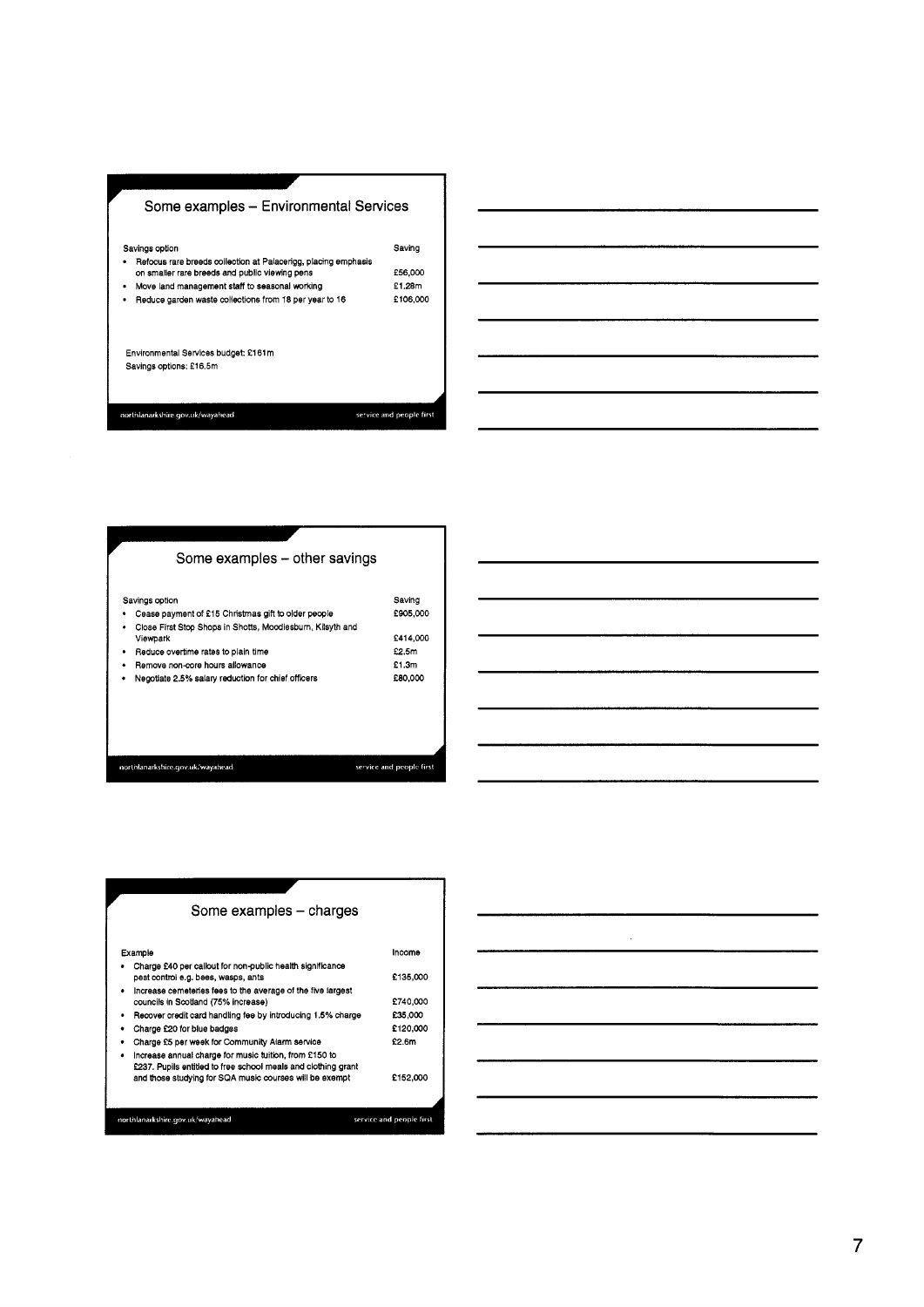## Some examples – Environmental Services

| Savings option | Saving |
| --- | --- |
| Refocus rare breeds collection at Palacerigg, placing emphasis on smaller rare breeds and public viewing pens | £56,000 |
| Move land management staff to seasonal working | £1.28m |
| Reduce garden waste collections from 18 per year to 16 | £106,000 |

Environmental Services budget: £161m

Savings options: £16.5m

northlanarkshire.gov.uk/wayahead — service and people first

## Some examples – other savings

| Savings option | Saving |
| --- | --- |
| Cease payment of £15 Christmas gift to older people | £905,000 |
| Close First Stop Shops in Shotts, Moodiesburn, Kilsyth and Viewpark | £414,000 |
| Reduce overtime rates to plain time | £2.5m |
| Remove non-core hours allowance | £1.3m |
| Negotiate 2.5% salary reduction for chief officers | £80,000 |

northlanarkshire.gov.uk/wayahead — service and people first

## Some examples – charges

| Example | Income |
| --- | --- |
| Charge £40 per callout for non-public health significance pest control e.g. bees, wasps, ants | £135,000 |
| Increase cemeteries fees to the average of the five largest councils in Scotland (75% increase) | £740,000 |
| Recover credit card handling fee by introducing 1.5% charge | £35,000 |
| Charge £20 for blue badges | £120,000 |
| Charge £5 per week for Community Alarm service | £2.6m |
| Increase annual charge for music tuition, from £150 to £237. Pupils entitled to free school meals and clothing grant and those studying for SQA music courses will be exempt | £152,000 |

northlanarkshire.gov.uk/wayahead — service and people first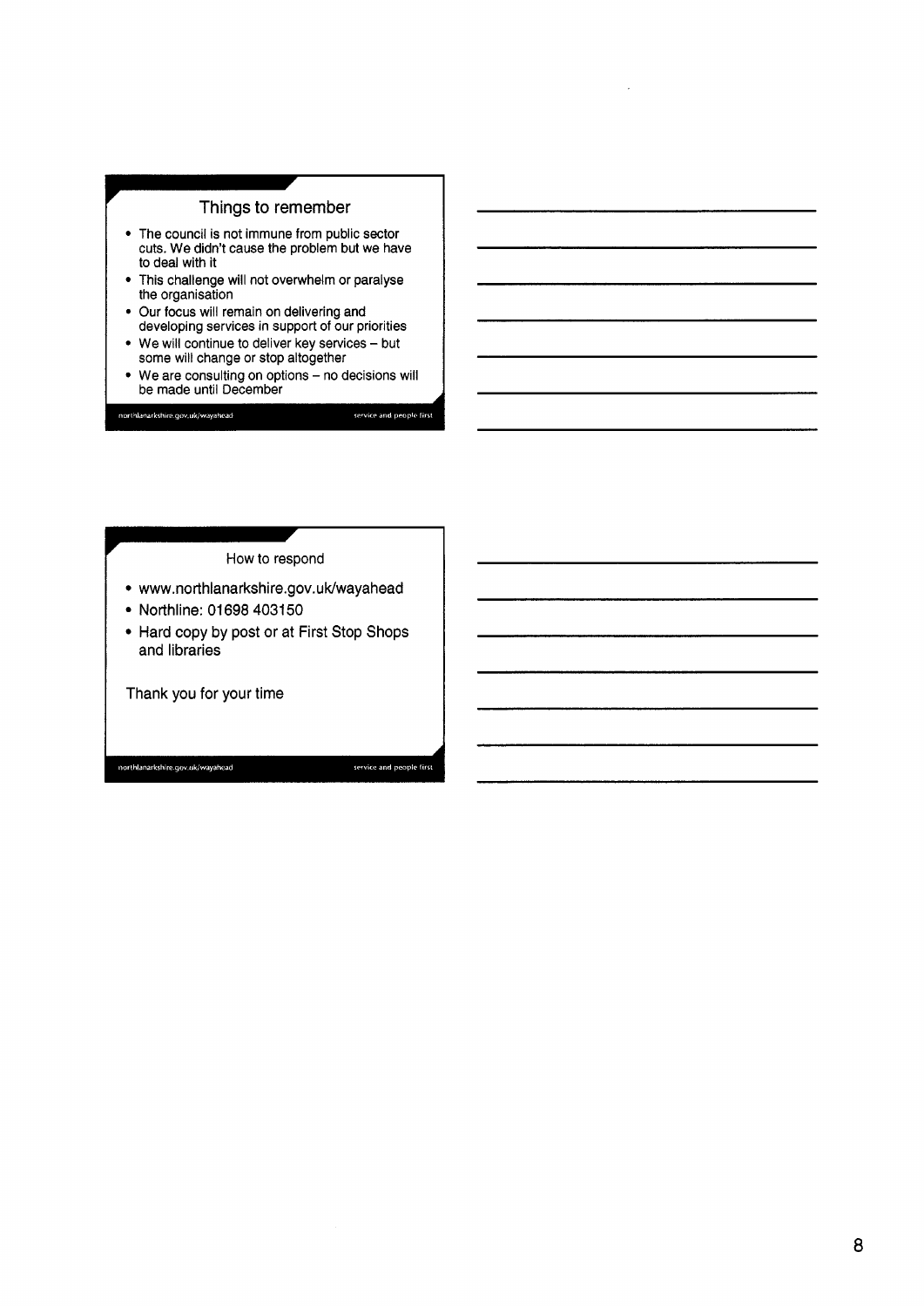## Things to remember

- The council is not immune from public sector cuts. We didn't cause the problem but we have to deal with it
- This challenge will not overwhelm or paralyse the organisation
- Our focus will remain on delivering and developing services in support of our priorities
- We will continue to deliver key services – but some will change or stop altogether
- We are consulting on options – no decisions will be made until December

northlanarkshire.gov.uk/wayahead service and people first

## How to respond

- www.northlanarkshire.gov.uk/wayahead
- Northline: 01698 403150
- Hard copy by post or at First Stop Shops and libraries

Thank you for your time

northlanarkshire.gov.uk/wayahead service and people first